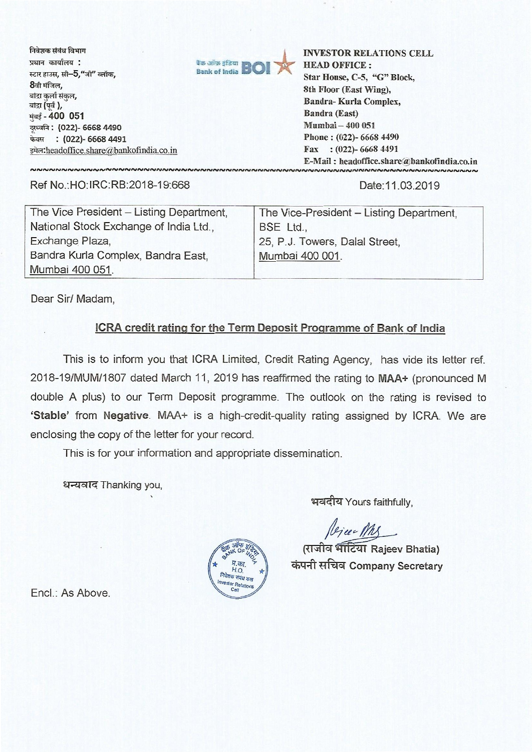निवेशक संबंध विभाग
प्रधान कार्यालय :
स्टार हाउस, सी–5, "जी" ब्लॉक,
8वी मंजिल,
बांद्रा कुर्ला संकुल,
बांद्रा (पूर्व ),
मुंबई - 400 051
दूरध्वनि : (022)- 6668 4490
फेक्स : (022)- 6668 4491
इमेल:headoffice.share@bankofindia.co.in

बैंक ऑफ़ इंडिया Bank of India BOI

**INVESTOR RELATIONS CELL**
**HEAD OFFICE :**
**Star House, C-5, "G" Block,**
**8th Floor (East Wing),**
**Bandra- Kurla Complex,**
**Bandra (East)**
**Mumbai – 400 051**
**Phone : (022)- 6668 4490**
**Fax : (022)- 6668 4491**
**E-Mail : headoffice.share@bankofindia.co.in**

Ref No.:HO:IRC:RB:2018-19:668

Date:11.03.2019

| The Vice President – Listing Department, National Stock Exchange of India Ltd., Exchange Plaza, Bandra Kurla Complex, Bandra East, Mumbai 400 051. | The Vice-President – Listing Department, BSE Ltd., 25, P.J. Towers, Dalal Street, Mumbai 400 001. |
|---|---|

Dear Sir/ Madam,

**ICRA credit rating for the Term Deposit Programme of Bank of India**

This is to inform you that ICRA Limited, Credit Rating Agency, has vide its letter ref. 2018-19/MUM/1807 dated March 11, 2019 has reaffirmed the rating to **MAA+** (pronounced M double A plus) to our Term Deposit programme. The outlook on the rating is revised to **'Stable'** from **Negative**. MAA+ is a high-credit-quality rating assigned by ICRA. We are enclosing the copy of the letter for your record.

This is for your information and appropriate dissemination.

धन्यवाद Thanking you,

भवदीय Yours faithfully,

(राजीव भाटिया Rajeev Bhatia)
कंपनी सचिव Company Secretary

Encl.: As Above.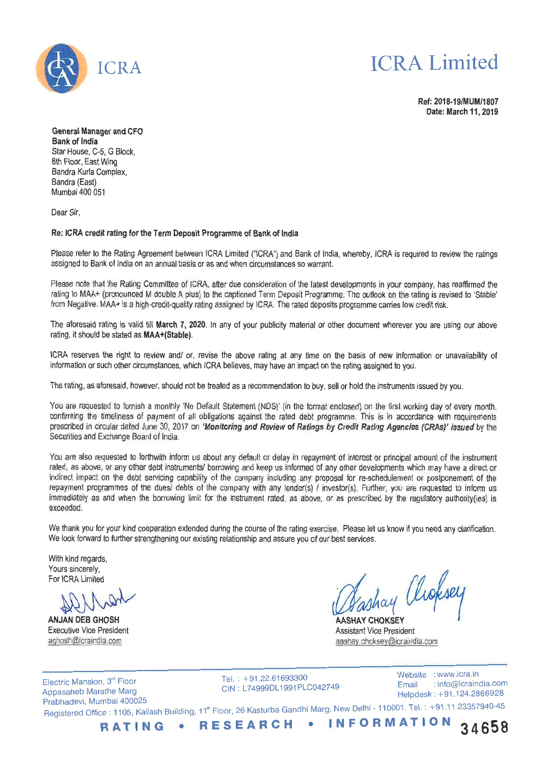# ICRA Limited

**Ref: 2018-19/MUM/1807**
**Date: March 11, 2019**

**General Manager and CFO**
**Bank of India**
Star House, C-5, G Block,
8th Floor, East Wing
Bandra Kurla Complex,
Bandra (East)
Mumbai 400 051

Dear Sir,

**Re: ICRA credit rating for the Term Deposit Programme of Bank of India**

Please refer to the Rating Agreement between ICRA Limited ("ICRA") and Bank of India, whereby, ICRA is required to review the ratings assigned to Bank of India on an annual basis or as and when circumstances so warrant.

Please note that the Rating Committee of ICRA, after due consideration of the latest developments in your company, has reaffirmed the rating to MAA+ (pronounced M double A plus) to the captioned Term Deposit Programme. The outlook on the rating is revised to 'Stable' from Negative. MAA+ is a high-credit-quality rating assigned by ICRA. The rated deposits programme carries low credit risk.

The aforesaid rating is valid till **March 7, 2020**. In any of your publicity material or other document wherever you are using our above rating, it should be stated as **MAA+(Stable)**.

ICRA reserves the right to review and/ or, revise the above rating at any time on the basis of new information or unavailability of information or such other circumstances, which ICRA believes, may have an impact on the rating assigned to you.

The rating, as aforesaid, however, should not be treated as a recommendation to buy, sell or hold the instruments issued by you.

You are requested to furnish a monthly 'No Default Statement (NDS)' (in the format enclosed) on the first working day of every month, confirming the timeliness of payment of all obligations against the rated debt programme. This is in accordance with requirements prescribed in circular dated June 30, 2017 on ***'Monitoring and Review of Ratings by Credit Rating Agencies (CRAs)' issued*** by the Securities and Exchange Board of India.

You are also requested to forthwith inform us about any default or delay in repayment of interest or principal amount of the instrument rated, as above, or any other debt instruments/ borrowing and keep us informed of any other developments which may have a direct or indirect impact on the debt servicing capability of the company including any proposal for re-schedulement or postponement of the repayment programmes of the dues/ debts of the company with any lender(s) / investor(s). Further, you are requested to inform us immediately as and when the borrowing limit for the instrument rated, as above, or as prescribed by the regulatory authority(ies) is exceeded.

We thank you for your kind cooperation extended during the course of the rating exercise. Please let us know if you need any clarification. We look forward to further strengthening our existing relationship and assure you of our best services.

With kind regards,
Yours sincerely,
For ICRA Limited

**ANJAN DEB GHOSH**
Executive Vice President
aghosh@icraindia.com

**AASHAY CHOKSEY**
Assistant Vice President
aashay.choksey@icraindia.com

Electric Mansion, 3rd Floor
Appasaheb Marathe Marg
Prabhadevi, Mumbai 400025

Tel. : +91.22.61693300
CIN : L74999DL1991PLC042749

Website : www.icra.in
Email : info@icraindia.com
Helpdesk : +91.124.2866928

Registered Office : 1105, Kailash Building, 11th Floor, 26 Kasturba Gandhi Marg, New Delhi - 110001. Tel. : +91.11.23357940-45

RATING • RESEARCH • INFORMATION

34658